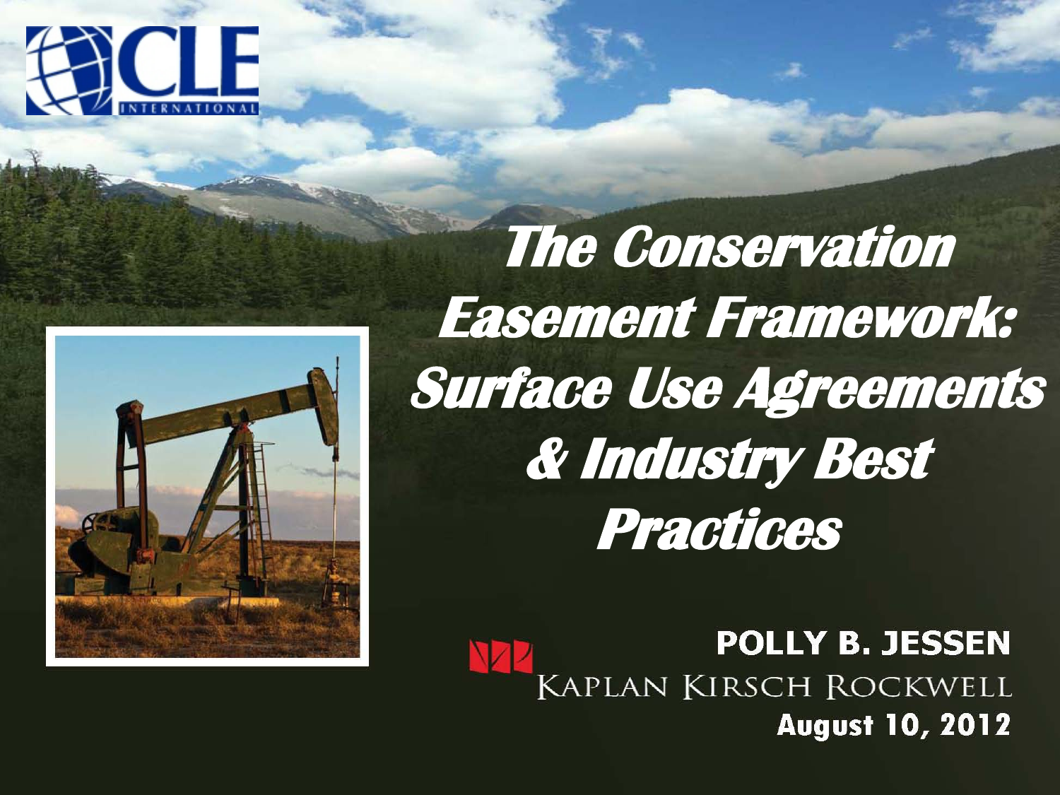CLE INTERNATIONAL

# The Conservation Easement Framework: Surface Use Agreements & Industry Best Practices

**POLLY B. JESSEN**

KAPLAN KIRSCH ROCKWELL

**August 10, 2012**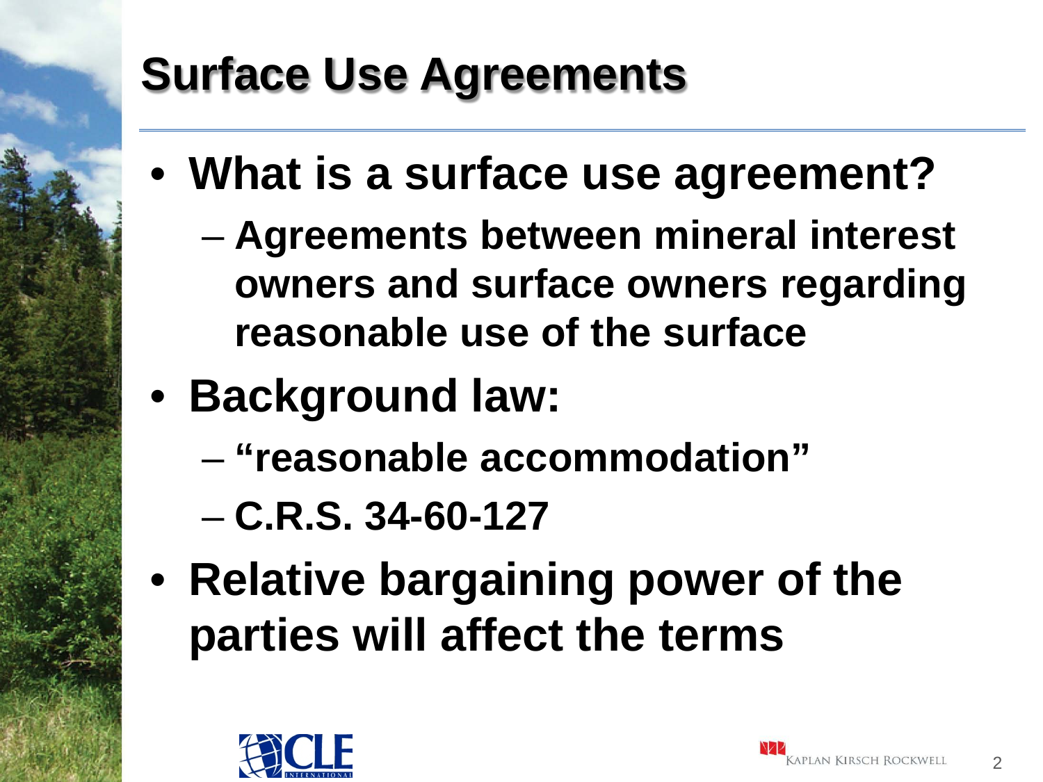# Surface Use Agreements

- **What is a surface use agreement?**
  - **Agreements between mineral interest owners and surface owners regarding reasonable use of the surface**
- **Background law:**
  - **"reasonable accommodation"**
  - **C.R.S. 34-60-127**
- **Relative bargaining power of the parties will affect the terms**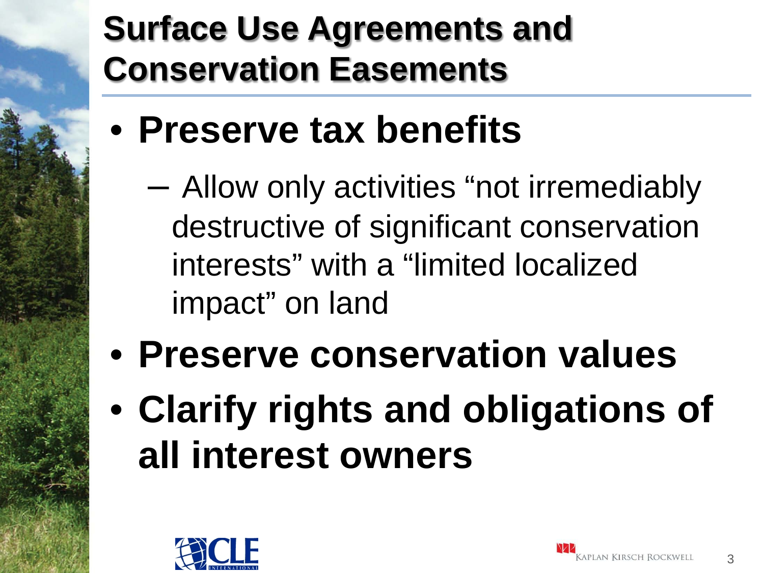# Surface Use Agreements and Conservation Easements

- **Preserve tax benefits**
  - Allow only activities "not irremediably destructive of significant conservation interests" with a "limited localized impact" on land
- **Preserve conservation values**
- **Clarify rights and obligations of all interest owners**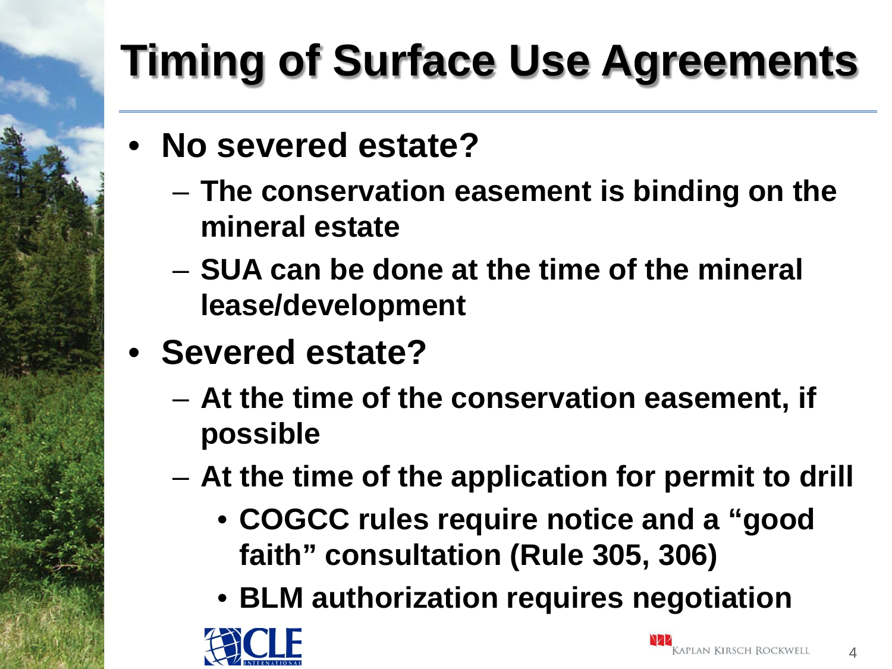# Timing of Surface Use Agreements

- **No severed estate?**
  - **The conservation easement is binding on the mineral estate**
  - **SUA can be done at the time of the mineral lease/development**
- **Severed estate?**
  - **At the time of the conservation easement, if possible**
  - **At the time of the application for permit to drill**
    - **COGCC rules require notice and a "good faith" consultation (Rule 305, 306)**
    - **BLM authorization requires negotiation**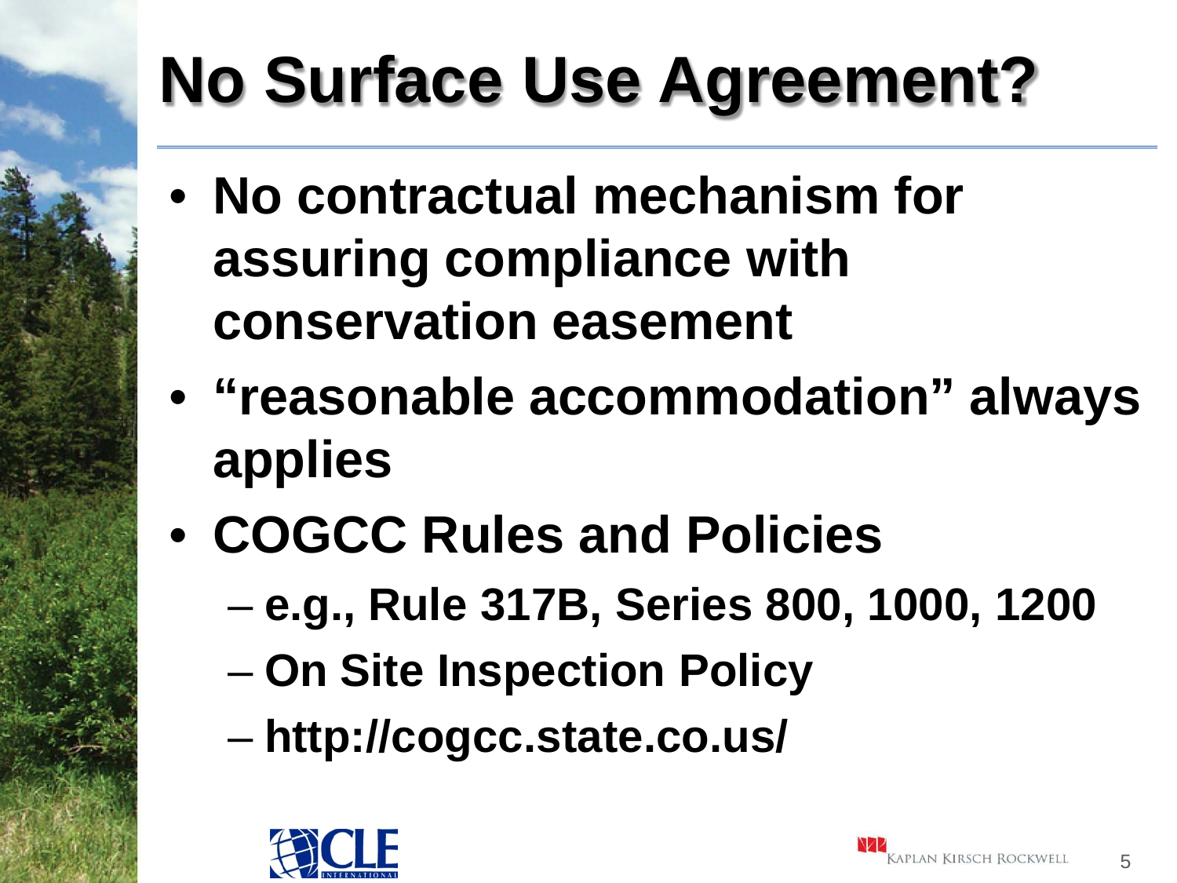# No Surface Use Agreement?

- No contractual mechanism for assuring compliance with conservation easement
- "reasonable accommodation" always applies
- COGCC Rules and Policies
  - e.g., Rule 317B, Series 800, 1000, 1200
  - On Site Inspection Policy
  - http://cogcc.state.co.us/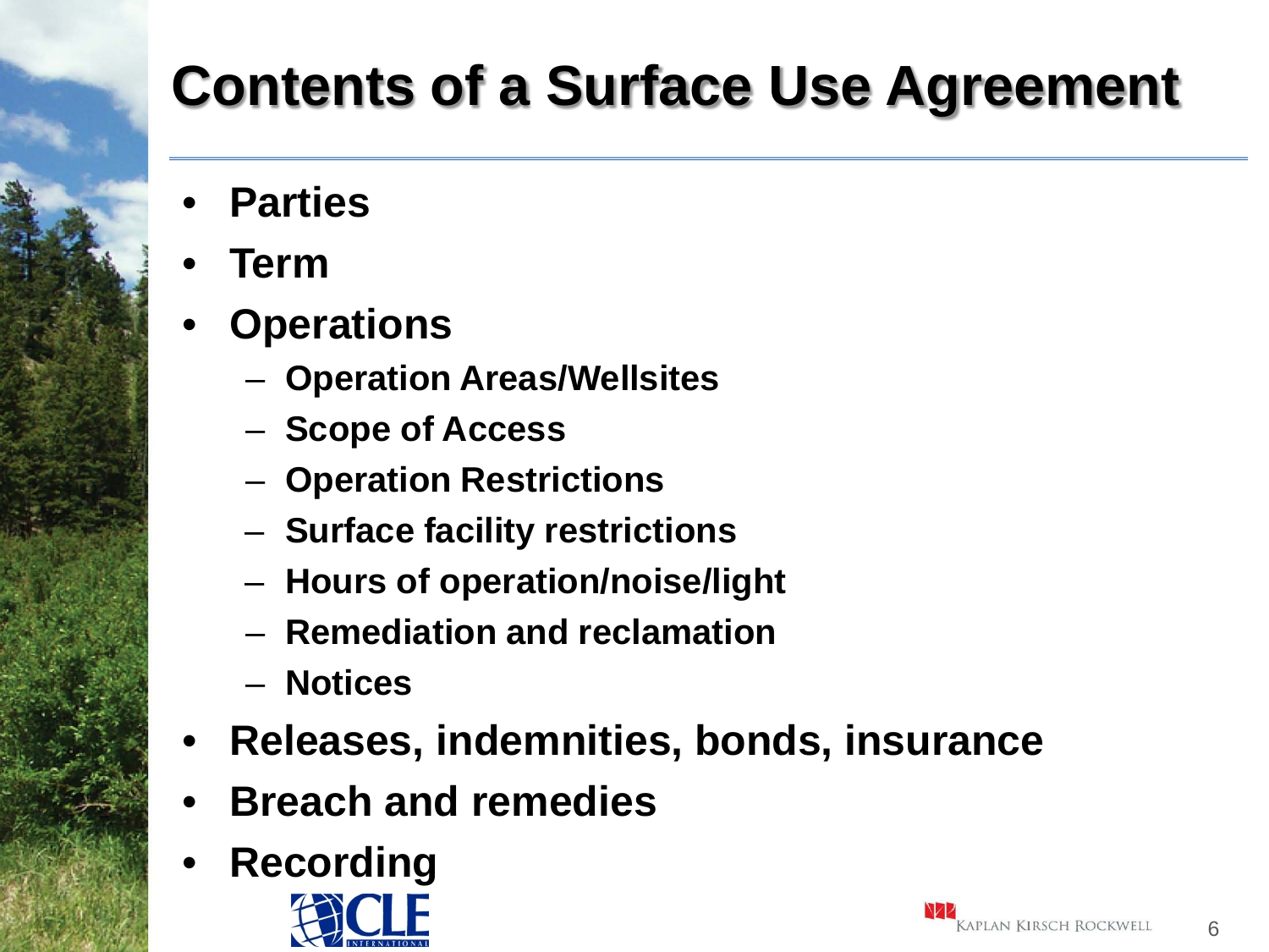# Contents of a Surface Use Agreement

- **Parties**
- **Term**
- **Operations**
  - **Operation Areas/Wellsites**
  - **Scope of Access**
  - **Operation Restrictions**
  - **Surface facility restrictions**
  - **Hours of operation/noise/light**
  - **Remediation and reclamation**
  - **Notices**
- **Releases, indemnities, bonds, insurance**
- **Breach and remedies**
- **Recording**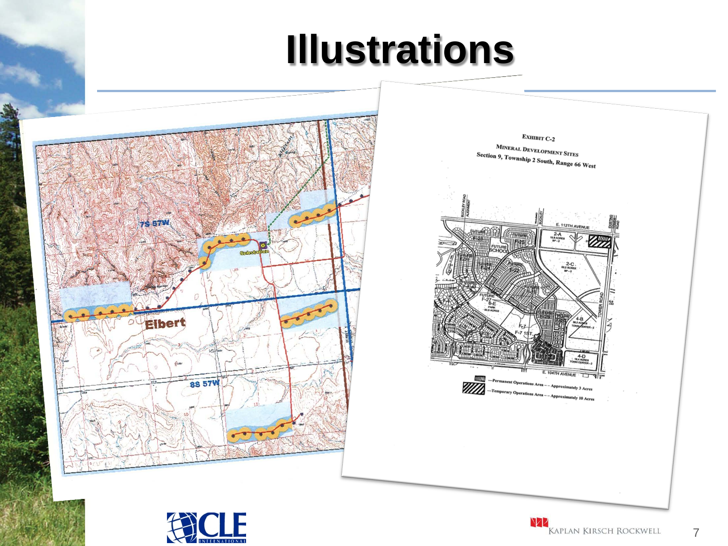# Illustrations

**EXHIBIT C-2**

**MINERAL DEVELOPMENT SITES**

**Section 9, Township 2 South, Range 66 West**

—Permanent Operations Area -- Approximately 3 Acres

—Temporary Operations Area -- Approximately 10 Acres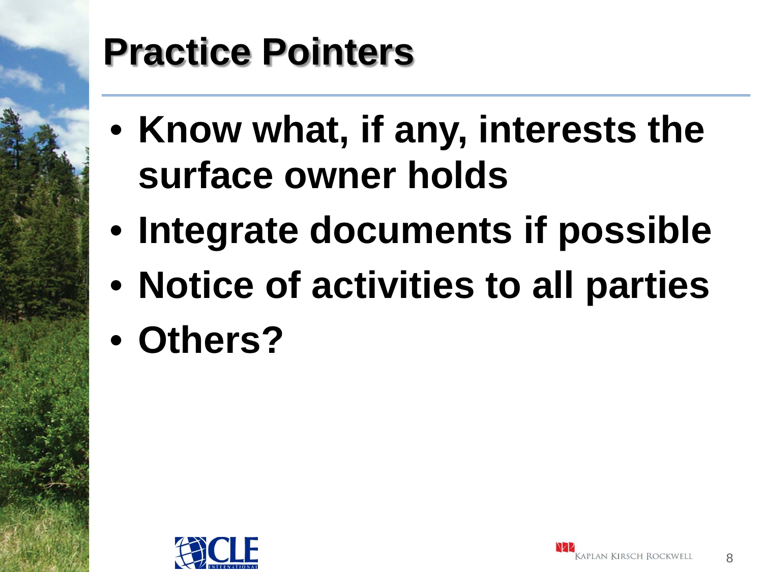# Practice Pointers

- Know what, if any, interests the surface owner holds
- Integrate documents if possible
- Notice of activities to all parties
- Others?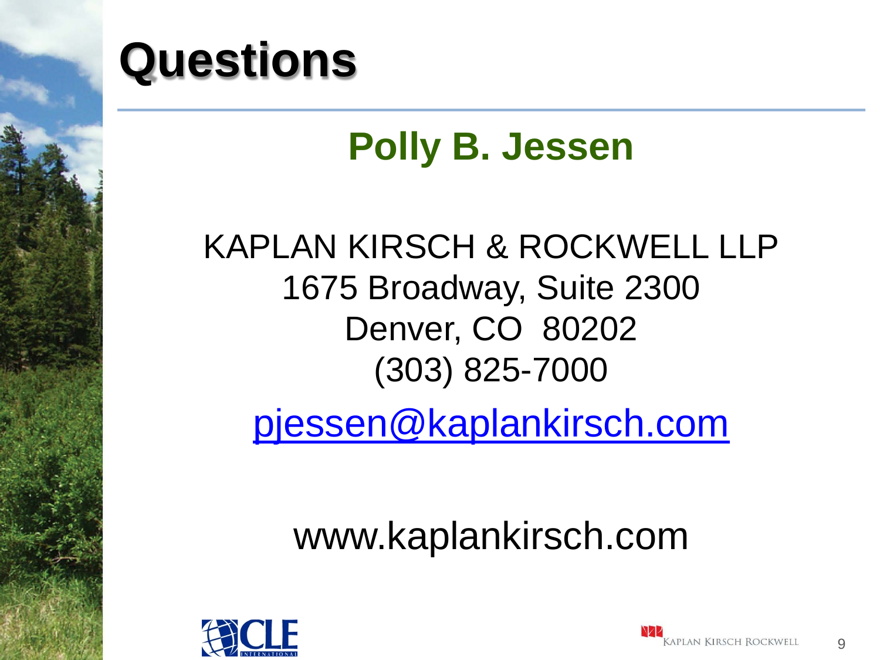# Questions

## Polly B. Jessen

KAPLAN KIRSCH & ROCKWELL LLP
1675 Broadway, Suite 2300
Denver, CO 80202
(303) 825-7000

pjessen@kaplankirsch.com

www.kaplankirsch.com